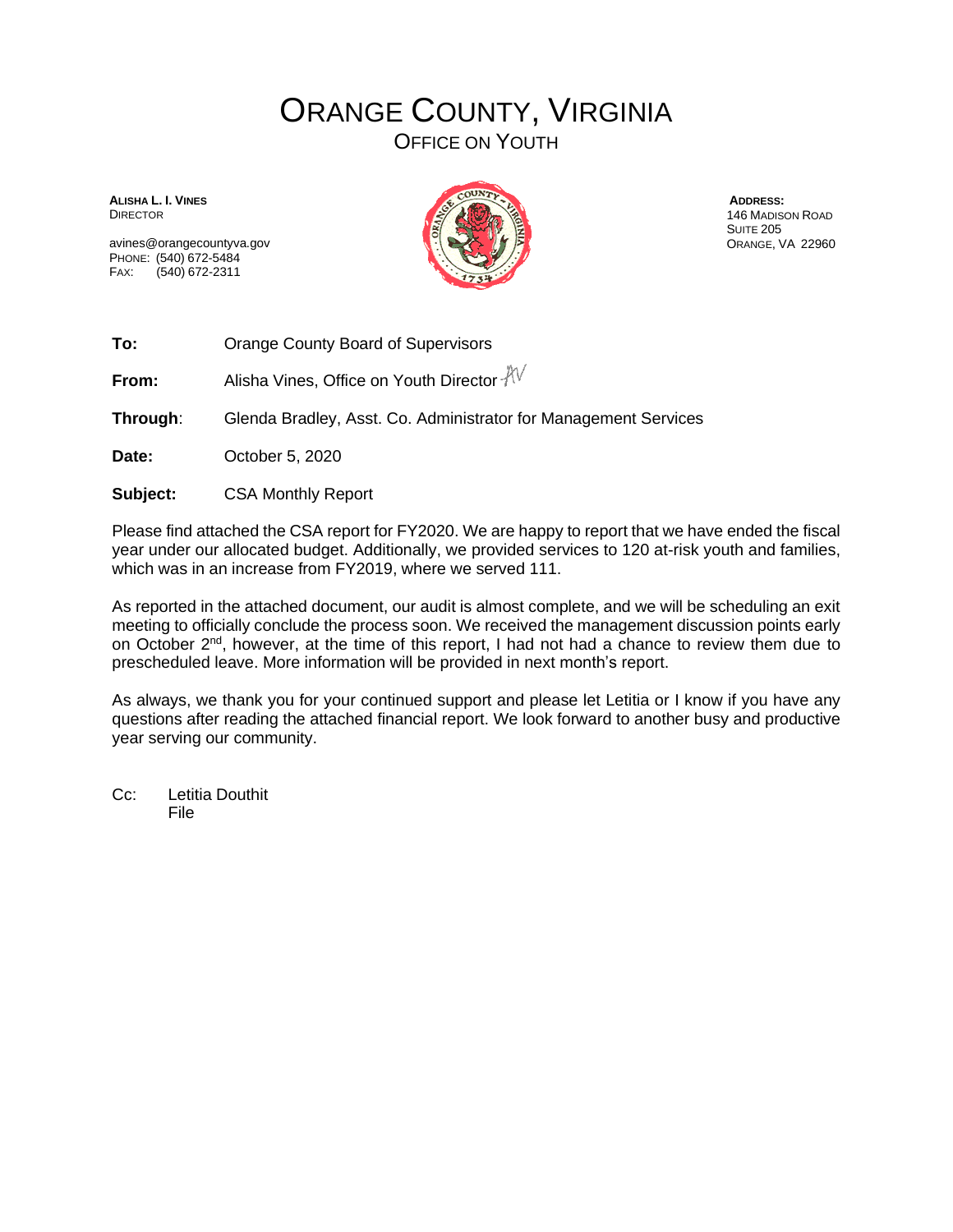# ORANGE COUNTY, VIRGINIA

## OFFICE ON YOUTH

**ALISHA L. I. VINES**
DIRECTOR

avines@orangecountyva.gov
PHONE: (540) 672-5484
FAX: (540) 672-2311

**ADDRESS:**
146 MADISON ROAD
SUITE 205
ORANGE, VA 22960

**To:** Orange County Board of Supervisors

**From:** Alisha Vines, Office on Youth Director AV

**Through**: Glenda Bradley, Asst. Co. Administrator for Management Services

**Date:** October 5, 2020

**Subject:** CSA Monthly Report

Please find attached the CSA report for FY2020. We are happy to report that we have ended the fiscal year under our allocated budget. Additionally, we provided services to 120 at-risk youth and families, which was in an increase from FY2019, where we served 111.

As reported in the attached document, our audit is almost complete, and we will be scheduling an exit meeting to officially conclude the process soon. We received the management discussion points early on October 2nd, however, at the time of this report, I had not had a chance to review them due to prescheduled leave. More information will be provided in next month's report.

As always, we thank you for your continued support and please let Letitia or I know if you have any questions after reading the attached financial report. We look forward to another busy and productive year serving our community.

Cc: Letitia Douthit
File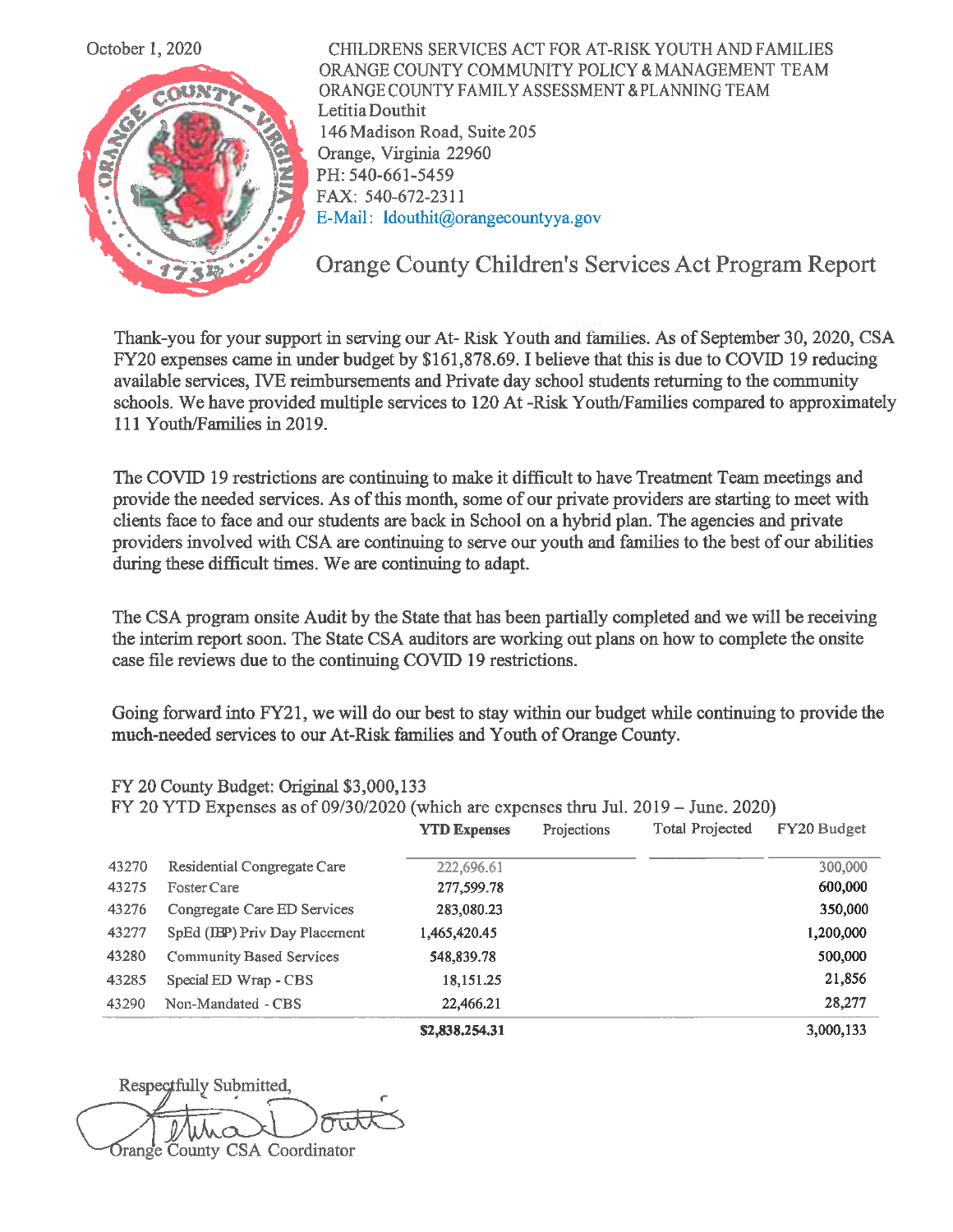October 1, 2020

CHILDRENS SERVICES ACT FOR AT-RISK YOUTH AND FAMILIES
ORANGE COUNTY COMMUNITY POLICY & MANAGEMENT TEAM
ORANGE COUNTY FAMILY ASSESSMENT & PLANNING TEAM
Letitia Douthit
146 Madison Road, Suite 205
Orange, Virginia 22960
PH: 540-661-5459
FAX: 540-672-2311
E-Mail: ldouthit@orangecountyya.gov

# Orange County Children's Services Act Program Report

Thank-you for your support in serving our At- Risk Youth and families. As of September 30, 2020, CSA FY20 expenses came in under budget by $161,878.69. I believe that this is due to COVID 19 reducing available services, IVE reimbursements and Private day school students returning to the community schools. We have provided multiple services to 120 At -Risk Youth/Families compared to approximately 111 Youth/Families in 2019.

The COVID 19 restrictions are continuing to make it difficult to have Treatment Team meetings and provide the needed services. As of this month, some of our private providers are starting to meet with clients face to face and our students are back in School on a hybrid plan. The agencies and private providers involved with CSA are continuing to serve our youth and families to the best of our abilities during these difficult times. We are continuing to adapt.

The CSA program onsite Audit by the State that has been partially completed and we will be receiving the interim report soon. The State CSA auditors are working out plans on how to complete the onsite case file reviews due to the continuing COVID 19 restrictions.

Going forward into FY21, we will do our best to stay within our budget while continuing to provide the much-needed services to our At-Risk families and Youth of Orange County.

FY 20 County Budget: Original $3,000,133
FY 20 YTD Expenses as of 09/30/2020 (which are expenses thru Jul. 2019 – June. 2020)

| | | YTD Expenses | Projections | Total Projected | FY20 Budget |
|---|---|---|---|---|---|
| 43270 | Residential Congregate Care | 222,696.61 | | | 300,000 |
| 43275 | Foster Care | 277,599.78 | | | 600,000 |
| 43276 | Congregate Care ED Services | 283,080.23 | | | 350,000 |
| 43277 | SpEd (IEP) Priv Day Placement | 1,465,420.45 | | | 1,200,000 |
| 43280 | Community Based Services | 548,839.78 | | | 500,000 |
| 43285 | Special ED Wrap - CBS | 18,151.25 | | | 21,856 |
| 43290 | Non-Mandated - CBS | 22,466.21 | | | 28,277 |
| | | **$2,838,254.31** | | | 3,000,133 |

Respectfully Submitted,

Orange County CSA Coordinator